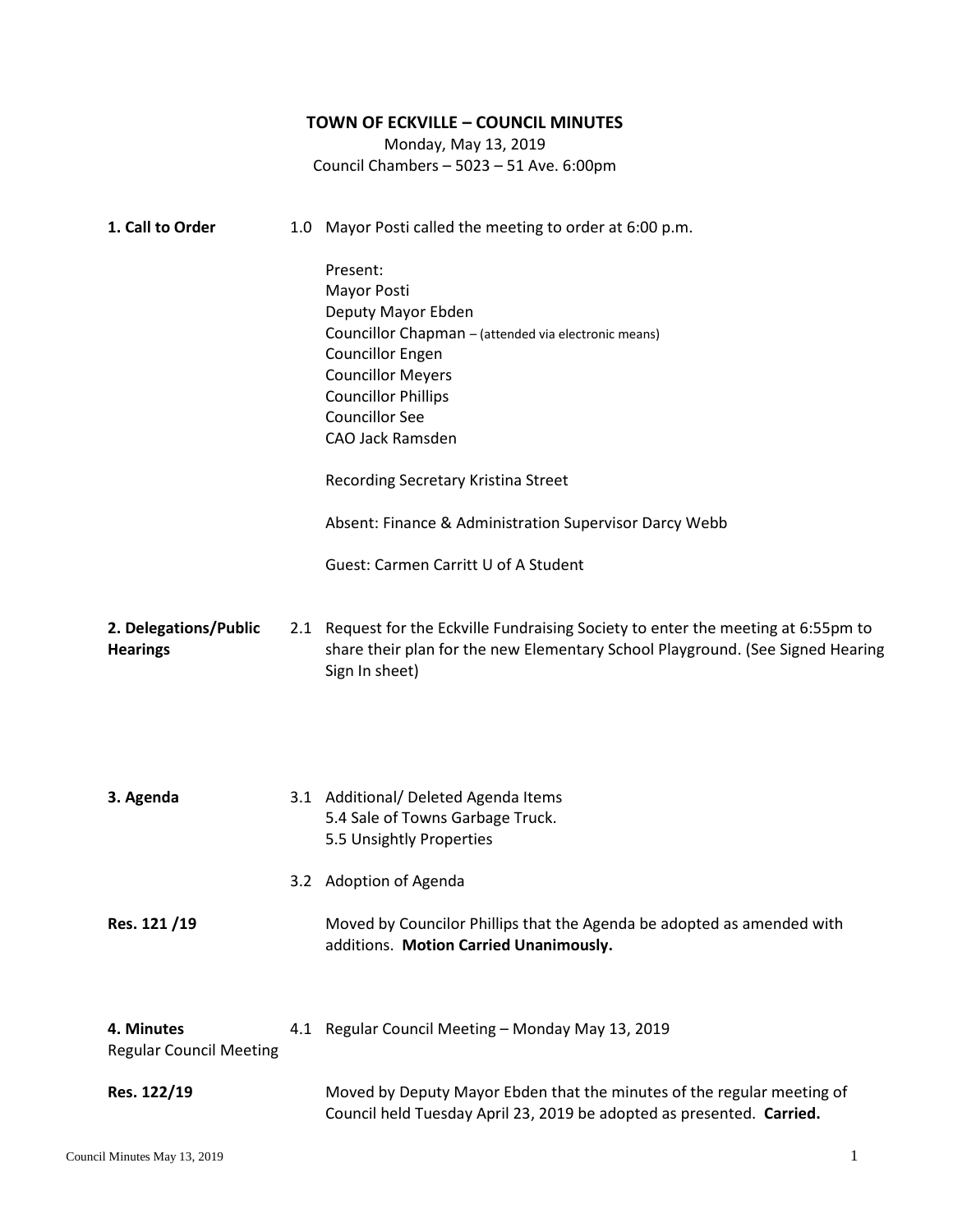# TOWN OF ECKVILLE – COUNCIL MINUTES

Monday, May 13, 2019
Council Chambers – 5023 – 51 Ave. 6:00pm

**1. Call to Order**

1.0 Mayor Posti called the meeting to order at 6:00 p.m.

Present:
Mayor Posti
Deputy Mayor Ebden
Councillor Chapman – (attended via electronic means)
Councillor Engen
Councillor Meyers
Councillor Phillips
Councillor See
CAO Jack Ramsden

Recording Secretary Kristina Street

Absent: Finance & Administration Supervisor Darcy Webb

Guest: Carmen Carritt U of A Student

**2. Delegations/Public Hearings**

2.1 Request for the Eckville Fundraising Society to enter the meeting at 6:55pm to share their plan for the new Elementary School Playground. (See Signed Hearing Sign In sheet)

**3. Agenda**

3.1 Additional/ Deleted Agenda Items
5.4 Sale of Towns Garbage Truck.
5.5 Unsightly Properties

3.2 Adoption of Agenda

**Res. 121 /19**

Moved by Councilor Phillips that the Agenda be adopted as amended with additions. **Motion Carried Unanimously.**

**4. Minutes**
Regular Council Meeting

4.1 Regular Council Meeting – Monday May 13, 2019

**Res. 122/19**

Moved by Deputy Mayor Ebden that the minutes of the regular meeting of Council held Tuesday April 23, 2019 be adopted as presented. **Carried.**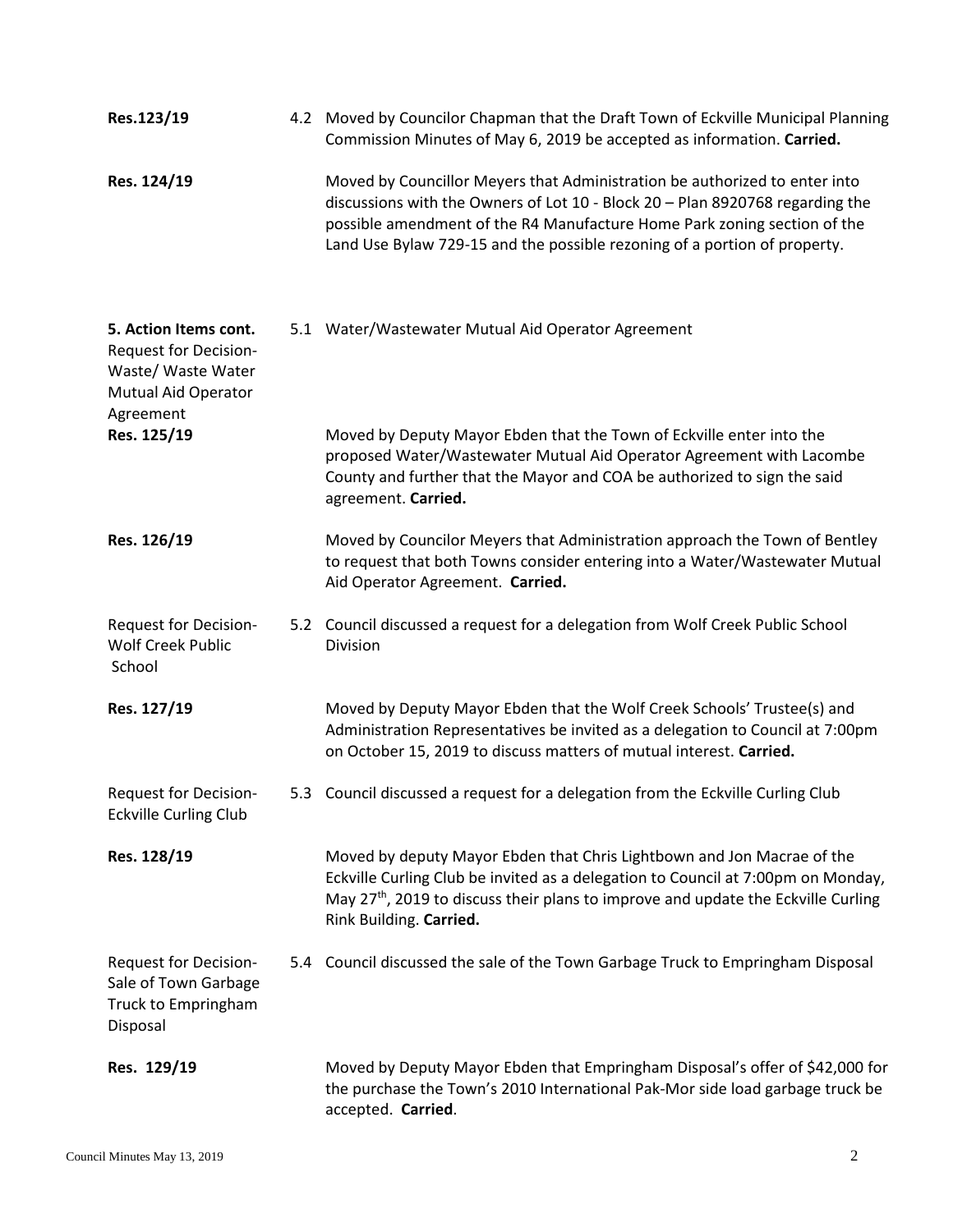**Res.123/19** 4.2 Moved by Councilor Chapman that the Draft Town of Eckville Municipal Planning Commission Minutes of May 6, 2019 be accepted as information. **Carried.**

**Res. 124/19** Moved by Councillor Meyers that Administration be authorized to enter into discussions with the Owners of Lot 10 - Block 20 – Plan 8920768 regarding the possible amendment of the R4 Manufacture Home Park zoning section of the Land Use Bylaw 729-15 and the possible rezoning of a portion of property.

**5. Action Items cont.**

Request for Decision- Waste/ Waste Water Mutual Aid Operator Agreement

5.1 Water/Wastewater Mutual Aid Operator Agreement

**Res. 125/19** Moved by Deputy Mayor Ebden that the Town of Eckville enter into the proposed Water/Wastewater Mutual Aid Operator Agreement with Lacombe County and further that the Mayor and COA be authorized to sign the said agreement. **Carried.**

**Res. 126/19** Moved by Councilor Meyers that Administration approach the Town of Bentley to request that both Towns consider entering into a Water/Wastewater Mutual Aid Operator Agreement. **Carried.**

Request for Decision- Wolf Creek Public School

5.2 Council discussed a request for a delegation from Wolf Creek Public School Division

**Res. 127/19** Moved by Deputy Mayor Ebden that the Wolf Creek Schools' Trustee(s) and Administration Representatives be invited as a delegation to Council at 7:00pm on October 15, 2019 to discuss matters of mutual interest. **Carried.**

Request for Decision- Eckville Curling Club

5.3 Council discussed a request for a delegation from the Eckville Curling Club

**Res. 128/19** Moved by deputy Mayor Ebden that Chris Lightbown and Jon Macrae of the Eckville Curling Club be invited as a delegation to Council at 7:00pm on Monday, May 27th, 2019 to discuss their plans to improve and update the Eckville Curling Rink Building. **Carried.**

Request for Decision- Sale of Town Garbage Truck to Empringham Disposal

5.4 Council discussed the sale of the Town Garbage Truck to Empringham Disposal

**Res. 129/19** Moved by Deputy Mayor Ebden that Empringham Disposal's offer of $42,000 for the purchase the Town's 2010 International Pak-Mor side load garbage truck be accepted. **Carried**.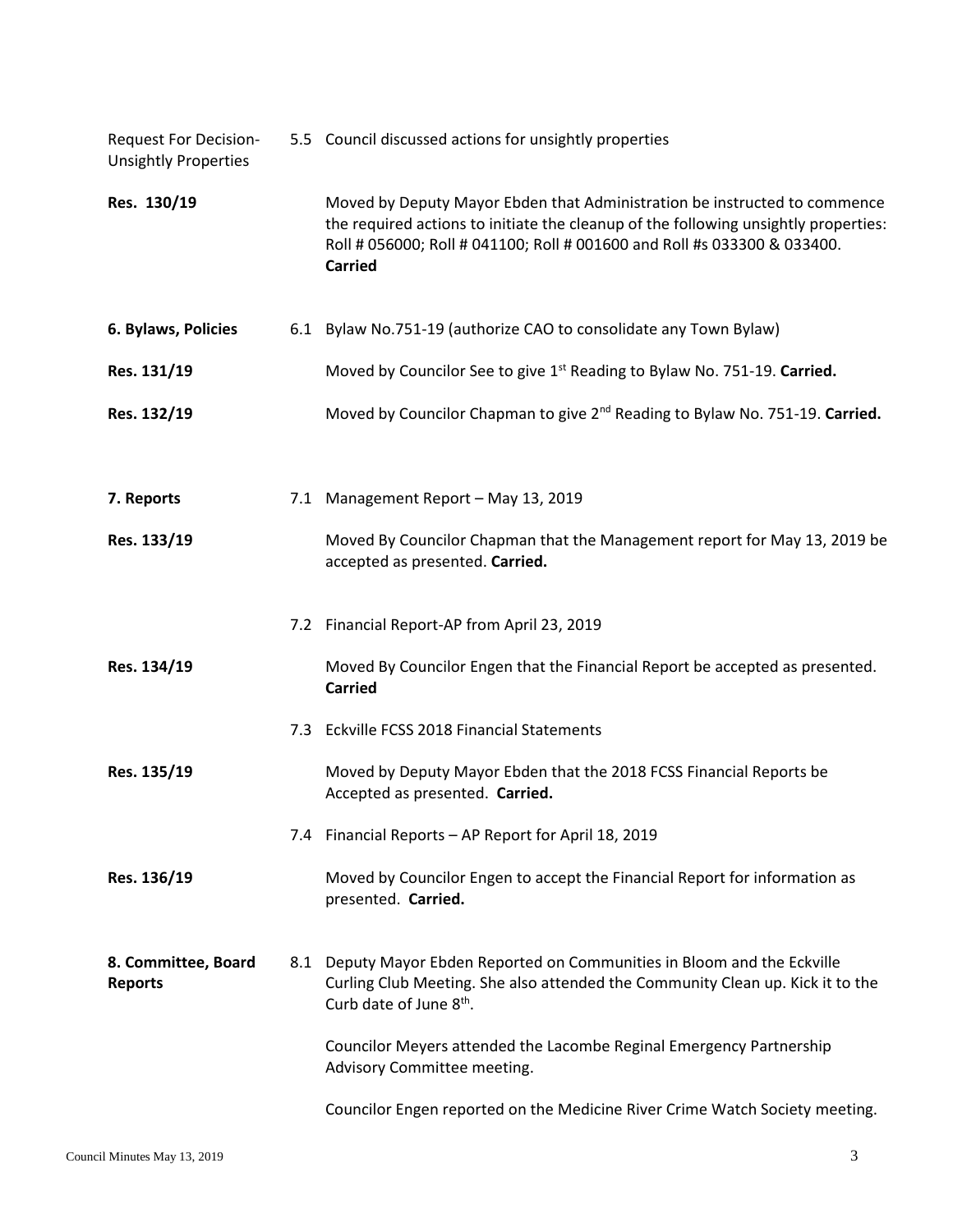Request For Decision- Unsightly Properties

5.5 Council discussed actions for unsightly properties

**Res. 130/19**

Moved by Deputy Mayor Ebden that Administration be instructed to commence the required actions to initiate the cleanup of the following unsightly properties: Roll # 056000; Roll # 041100; Roll # 001600 and Roll #s 033300 & 033400. **Carried**

**6. Bylaws, Policies**

6.1 Bylaw No.751-19 (authorize CAO to consolidate any Town Bylaw)

**Res. 131/19**

Moved by Councilor See to give 1st Reading to Bylaw No. 751-19. **Carried.**

**Res. 132/19**

Moved by Councilor Chapman to give 2nd Reading to Bylaw No. 751-19. **Carried.**

**7. Reports**

7.1 Management Report – May 13, 2019

**Res. 133/19**

Moved By Councilor Chapman that the Management report for May 13, 2019 be accepted as presented. **Carried.**

7.2 Financial Report-AP from April 23, 2019

**Res. 134/19**

Moved By Councilor Engen that the Financial Report be accepted as presented. **Carried**

7.3 Eckville FCSS 2018 Financial Statements

**Res. 135/19**

Moved by Deputy Mayor Ebden that the 2018 FCSS Financial Reports be Accepted as presented. **Carried.**

7.4 Financial Reports – AP Report for April 18, 2019

**Res. 136/19**

Moved by Councilor Engen to accept the Financial Report for information as presented. **Carried.**

**8. Committee, Board Reports**

8.1 Deputy Mayor Ebden Reported on Communities in Bloom and the Eckville Curling Club Meeting. She also attended the Community Clean up. Kick it to the Curb date of June 8th.

Councilor Meyers attended the Lacombe Reginal Emergency Partnership Advisory Committee meeting.

Councilor Engen reported on the Medicine River Crime Watch Society meeting.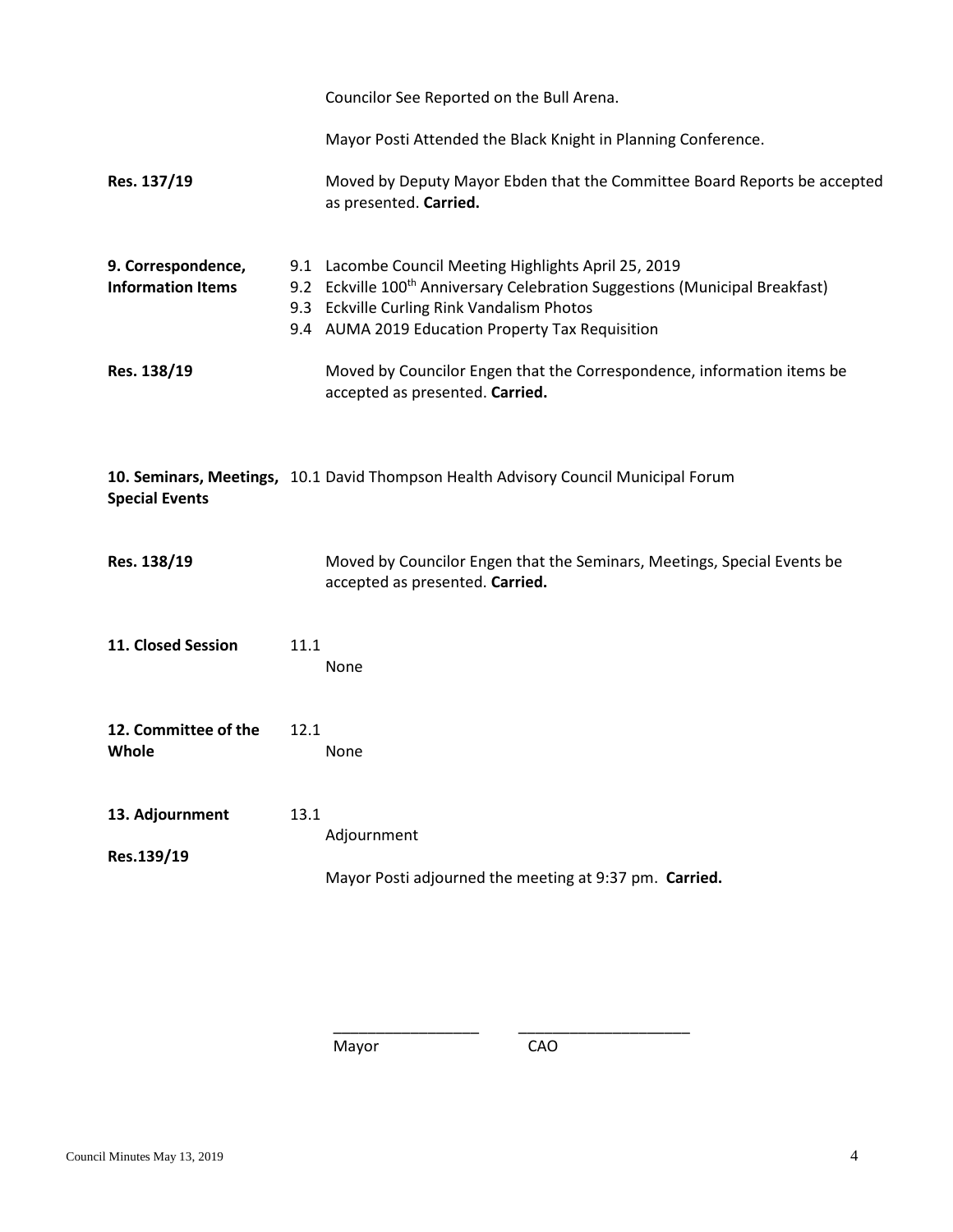Councilor See Reported on the Bull Arena.

Mayor Posti Attended the Black Knight in Planning Conference.

**Res. 137/19** Moved by Deputy Mayor Ebden that the Committee Board Reports be accepted as presented. **Carried.**

**9. Correspondence, Information Items**

9.1 Lacombe Council Meeting Highlights April 25, 2019
9.2 Eckville 100th Anniversary Celebration Suggestions (Municipal Breakfast)
9.3 Eckville Curling Rink Vandalism Photos
9.4 AUMA 2019 Education Property Tax Requisition

**Res. 138/19** Moved by Councilor Engen that the Correspondence, information items be accepted as presented. **Carried.**

**10. Seminars, Meetings, Special Events**

10.1 David Thompson Health Advisory Council Municipal Forum

**Res. 138/19** Moved by Councilor Engen that the Seminars, Meetings, Special Events be accepted as presented. **Carried.**

**11. Closed Session**

11.1 None

**12. Committee of the Whole**

12.1 None

**13. Adjournment**

13.1 Adjournment

**Res.139/19** Mayor Posti adjourned the meeting at 9:37 pm. **Carried.**

\_\_\_\_\_\_\_\_\_\_\_\_\_\_\_\_\_\_ \_\_\_\_\_\_\_\_\_\_\_\_\_\_\_\_\_\_\_\_\_

Mayor CAO